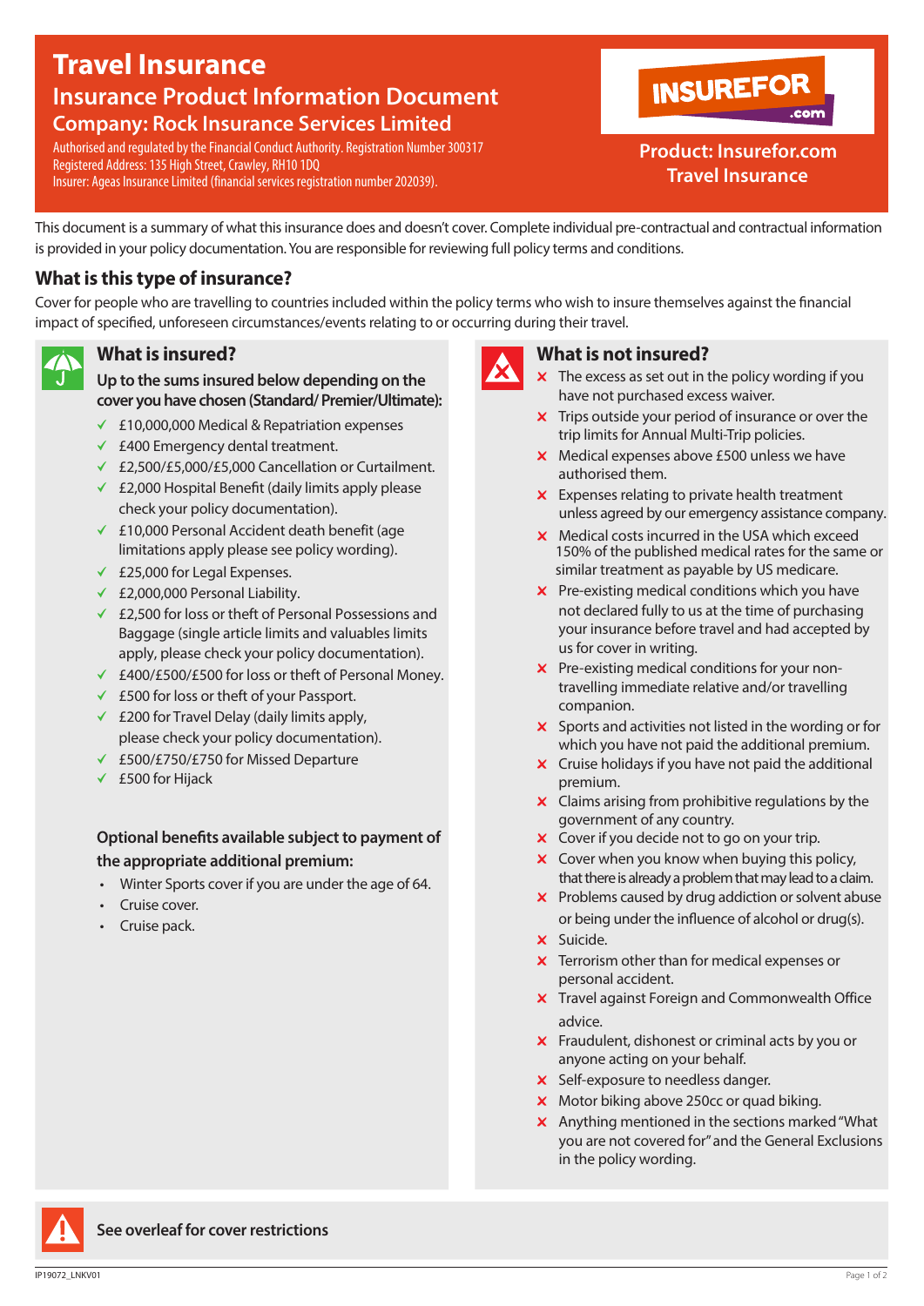# Travel Insurance

## Insurance Product Information Document

### Company: Rock Insurance Services Limited

Authorised and regulated by the Financial Conduct Authority. Registration Number 300317
Registered Address: 135 High Street, Crawley, RH10 1DQ
Insurer: Ageas Insurance Limited (financial services registration number 202039).

**Product: Insurefor.com Travel Insurance**

This document is a summary of what this insurance does and doesn't cover. Complete individual pre-contractual and contractual information is provided in your policy documentation. You are responsible for reviewing full policy terms and conditions.

## What is this type of insurance?

Cover for people who are travelling to countries included within the policy terms who wish to insure themselves against the financial impact of specified, unforeseen circumstances/events relating to or occurring during their travel.

## What is insured?

**Up to the sums insured below depending on the cover you have chosen (Standard/ Premier/Ultimate):**

- ✓ £10,000,000 Medical & Repatriation expenses
- ✓ £400 Emergency dental treatment.
- ✓ £2,500/£5,000/£5,000 Cancellation or Curtailment.
- ✓ £2,000 Hospital Benefit (daily limits apply please check your policy documentation).
- ✓ £10,000 Personal Accident death benefit (age limitations apply please see policy wording).
- ✓ £25,000 for Legal Expenses.
- ✓ £2,000,000 Personal Liability.
- ✓ £2,500 for loss or theft of Personal Possessions and Baggage (single article limits and valuables limits apply, please check your policy documentation).
- ✓ £400/£500/£500 for loss or theft of Personal Money.
- ✓ £500 for loss or theft of your Passport.
- ✓ £200 for Travel Delay (daily limits apply, please check your policy documentation).
- ✓ £500/£750/£750 for Missed Departure
- ✓ £500 for Hijack

**Optional benefits available subject to payment of the appropriate additional premium:**

- Winter Sports cover if you are under the age of 64.
- Cruise cover.
- Cruise pack.

## What is not insured?

- ✗ The excess as set out in the policy wording if you have not purchased excess waiver.
- ✗ Trips outside your period of insurance or over the trip limits for Annual Multi-Trip policies.
- ✗ Medical expenses above £500 unless we have authorised them.
- ✗ Expenses relating to private health treatment unless agreed by our emergency assistance company.
- ✗ Medical costs incurred in the USA which exceed 150% of the published medical rates for the same or similar treatment as payable by US medicare.
- ✗ Pre-existing medical conditions which you have not declared fully to us at the time of purchasing your insurance before travel and had accepted by us for cover in writing.
- ✗ Pre-existing medical conditions for your non-travelling immediate relative and/or travelling companion.
- ✗ Sports and activities not listed in the wording or for which you have not paid the additional premium.
- ✗ Cruise holidays if you have not paid the additional premium.
- ✗ Claims arising from prohibitive regulations by the government of any country.
- ✗ Cover if you decide not to go on your trip.
- ✗ Cover when you know when buying this policy, that there is already a problem that may lead to a claim.
- ✗ Problems caused by drug addiction or solvent abuse or being under the influence of alcohol or drug(s).
- ✗ Suicide.
- ✗ Terrorism other than for medical expenses or personal accident.
- ✗ Travel against Foreign and Commonwealth Office advice.
- ✗ Fraudulent, dishonest or criminal acts by you or anyone acting on your behalf.
- ✗ Self-exposure to needless danger.
- ✗ Motor biking above 250cc or quad biking.
- ✗ Anything mentioned in the sections marked "What you are not covered for" and the General Exclusions in the policy wording.

**See overleaf for cover restrictions**

IP19072_LNKV01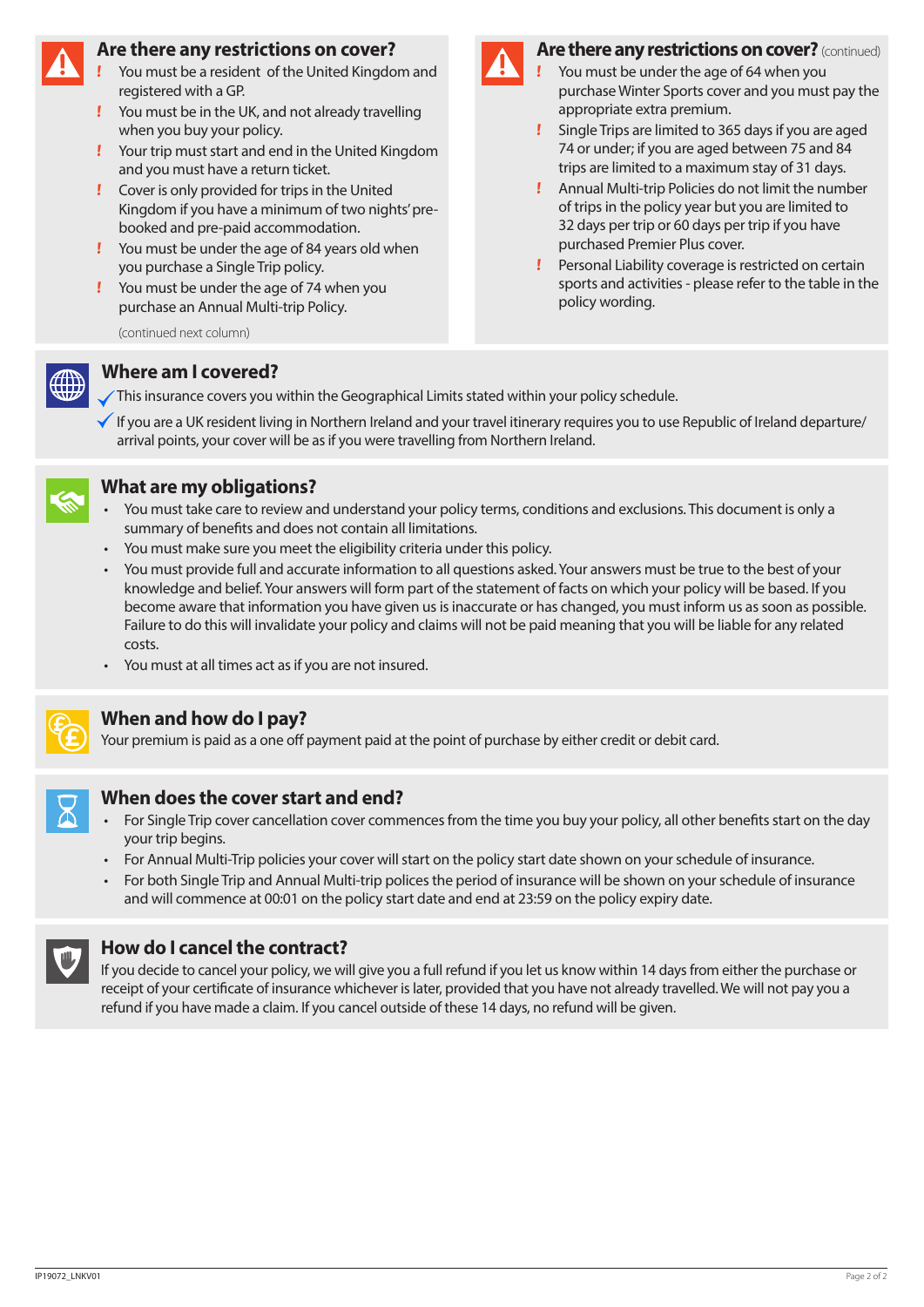## Are there any restrictions on cover?

- ! You must be a resident of the United Kingdom and registered with a GP.
- ! You must be in the UK, and not already travelling when you buy your policy.
- ! Your trip must start and end in the United Kingdom and you must have a return ticket.
- ! Cover is only provided for trips in the United Kingdom if you have a minimum of two nights' pre-booked and pre-paid accommodation.
- ! You must be under the age of 84 years old when you purchase a Single Trip policy.
- ! You must be under the age of 74 when you purchase an Annual Multi-trip Policy.

(continued next column)

## Are there any restrictions on cover? (continued)

- ! You must be under the age of 64 when you purchase Winter Sports cover and you must pay the appropriate extra premium.
- ! Single Trips are limited to 365 days if you are aged 74 or under; if you are aged between 75 and 84 trips are limited to a maximum stay of 31 days.
- ! Annual Multi-trip Policies do not limit the number of trips in the policy year but you are limited to 32 days per trip or 60 days per trip if you have purchased Premier Plus cover.
- ! Personal Liability coverage is restricted on certain sports and activities - please refer to the table in the policy wording.

## Where am I covered?

- ✓ This insurance covers you within the Geographical Limits stated within your policy schedule.
- ✓ If you are a UK resident living in Northern Ireland and your travel itinerary requires you to use Republic of Ireland departure/arrival points, your cover will be as if you were travelling from Northern Ireland.

## What are my obligations?

- You must take care to review and understand your policy terms, conditions and exclusions. This document is only a summary of benefits and does not contain all limitations.
- You must make sure you meet the eligibility criteria under this policy.
- You must provide full and accurate information to all questions asked. Your answers must be true to the best of your knowledge and belief. Your answers will form part of the statement of facts on which your policy will be based. If you become aware that information you have given us is inaccurate or has changed, you must inform us as soon as possible. Failure to do this will invalidate your policy and claims will not be paid meaning that you will be liable for any related costs.
- You must at all times act as if you are not insured.

## When and how do I pay?

Your premium is paid as a one off payment paid at the point of purchase by either credit or debit card.

## When does the cover start and end?

- For Single Trip cover cancellation cover commences from the time you buy your policy, all other benefits start on the day your trip begins.
- For Annual Multi-Trip policies your cover will start on the policy start date shown on your schedule of insurance.
- For both Single Trip and Annual Multi-trip polices the period of insurance will be shown on your schedule of insurance and will commence at 00:01 on the policy start date and end at 23:59 on the policy expiry date.

## How do I cancel the contract?

If you decide to cancel your policy, we will give you a full refund if you let us know within 14 days from either the purchase or receipt of your certificate of insurance whichever is later, provided that you have not already travelled. We will not pay you a refund if you have made a claim. If you cancel outside of these 14 days, no refund will be given.

IP19072_LNKV01